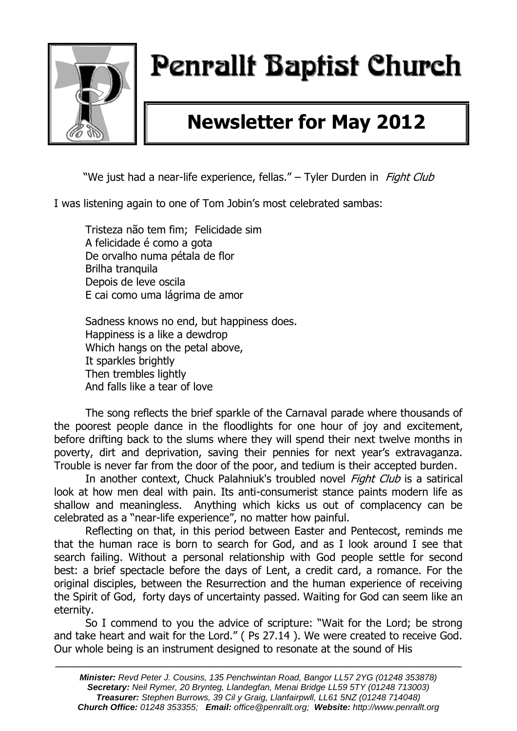# Penrallt Baptist Church

## Newsletter for May 2012

"We just had a near-life experience, fellas." – Tyler Durden in *Fight Club*

I was listening again to one of Tom Jobin's most celebrated sambas:

> Tristeza não tem fim; Felicidade sim
> A felicidade é como a gota
> De orvalho numa pétala de flor
> Brilha tranquila
> Depois de leve oscila
> E cai como uma lágrima de amor
>
> Sadness knows no end, but happiness does.
> Happiness is a like a dewdrop
> Which hangs on the petal above,
> It sparkles brightly
> Then trembles lightly
> And falls like a tear of love

The song reflects the brief sparkle of the Carnaval parade where thousands of the poorest people dance in the floodlights for one hour of joy and excitement, before drifting back to the slums where they will spend their next twelve months in poverty, dirt and deprivation, saving their pennies for next year's extravaganza. Trouble is never far from the door of the poor, and tedium is their accepted burden.

In another context, Chuck Palahniuk's troubled novel *Fight Club* is a satirical look at how men deal with pain. Its anti-consumerist stance paints modern life as shallow and meaningless. Anything which kicks us out of complacency can be celebrated as a "near-life experience", no matter how painful.

Reflecting on that, in this period between Easter and Pentecost, reminds me that the human race is born to search for God, and as I look around I see that search failing. Without a personal relationship with God people settle for second best: a brief spectacle before the days of Lent, a credit card, a romance. For the original disciples, between the Resurrection and the human experience of receiving the Spirit of God, forty days of uncertainty passed. Waiting for God can seem like an eternity.

So I commend to you the advice of scripture: "Wait for the Lord; be strong and take heart and wait for the Lord." ( Ps 27.14 ). We were created to receive God. Our whole being is an instrument designed to resonate at the sound of His

---

***Minister:*** *Revd Peter J. Cousins, 135 Penchwintan Road, Bangor LL57 2YG (01248 353878)*
***Secretary:*** *Neil Rymer, 20 Brynteg, Llandegfan, Menai Bridge LL59 5TY (01248 713003)*
***Treasurer:*** *Stephen Burrows, 39 Cil y Graig, Llanfairpwll, LL61 5NZ (01248 714048)*
***Church Office:*** *01248 353355;* ***Email:*** *office@penrallt.org;* ***Website:*** *http://www.penrallt.org*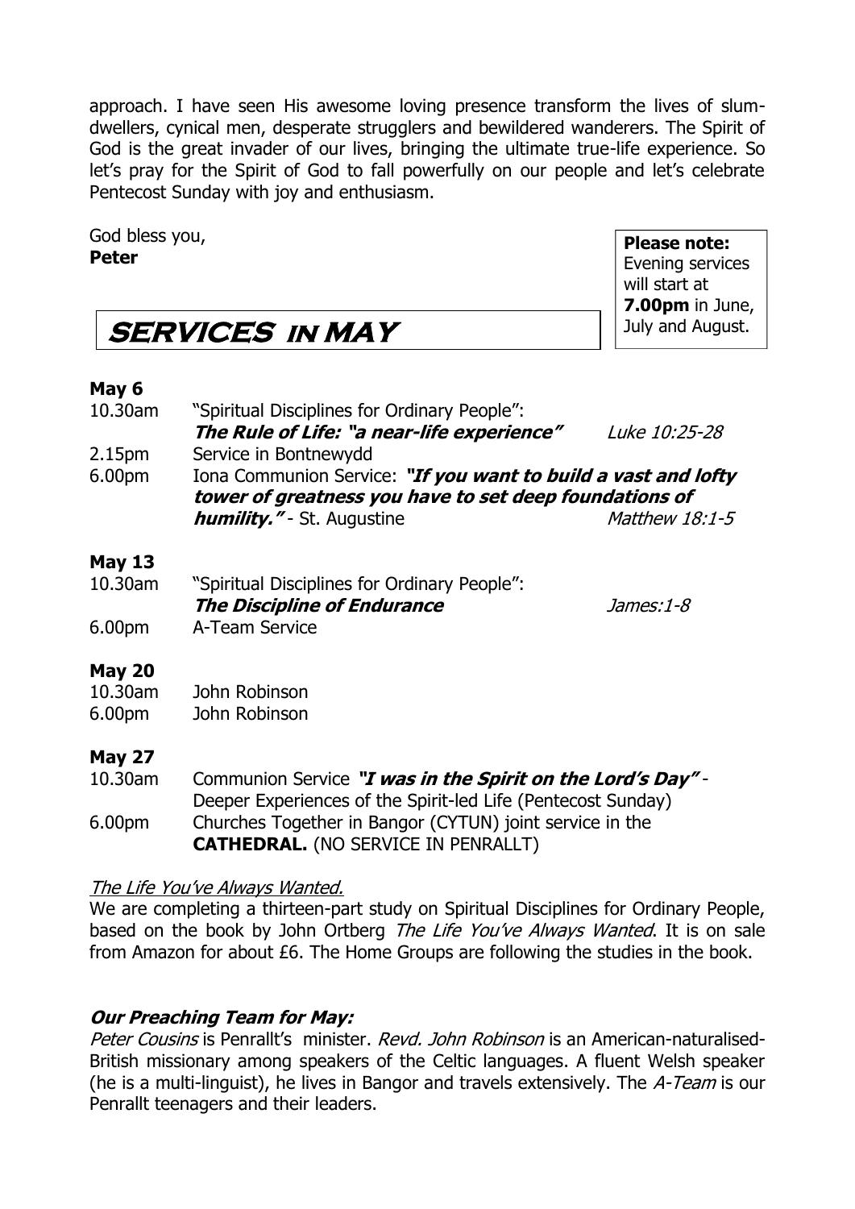approach. I have seen His awesome loving presence transform the lives of slum-dwellers, cynical men, desperate strugglers and bewildered wanderers. The Spirit of God is the great invader of our lives, bringing the ultimate true-life experience. So let's pray for the Spirit of God to fall powerfully on our people and let's celebrate Pentecost Sunday with joy and enthusiasm.

God bless you,
**Peter**

**Please note:** Evening services will start at **7.00pm** in June, July and August.

## SERVICES IN MAY

**May 6**

10.30am "Spiritual Disciplines for Ordinary People": ***The Rule of Life: "a near-life experience"*** *Luke 10:25-28*

2.15pm Service in Bontnewydd

6.00pm Iona Communion Service: ***"If you want to build a vast and lofty tower of greatness you have to set deep foundations of humility."*** - St. Augustine *Matthew 18:1-5*

**May 13**

10.30am "Spiritual Disciplines for Ordinary People": ***The Discipline of Endurance*** *James:1-8*

6.00pm A-Team Service

**May 20**

10.30am John Robinson

6.00pm John Robinson

**May 27**

10.30am Communion Service ***"I was in the Spirit on the Lord's Day"*** - Deeper Experiences of the Spirit-led Life (Pentecost Sunday)

6.00pm Churches Together in Bangor (CYTUN) joint service in the **CATHEDRAL.** (NO SERVICE IN PENRALLT)

*The Life You've Always Wanted.*

We are completing a thirteen-part study on Spiritual Disciplines for Ordinary People, based on the book by John Ortberg *The Life You've Always Wanted*. It is on sale from Amazon for about £6. The Home Groups are following the studies in the book.

***Our Preaching Team for May:***

*Peter Cousins* is Penrallt's minister. *Revd. John Robinson* is an American-naturalised-British missionary among speakers of the Celtic languages. A fluent Welsh speaker (he is a multi-linguist), he lives in Bangor and travels extensively. The *A-Team* is our Penrallt teenagers and their leaders.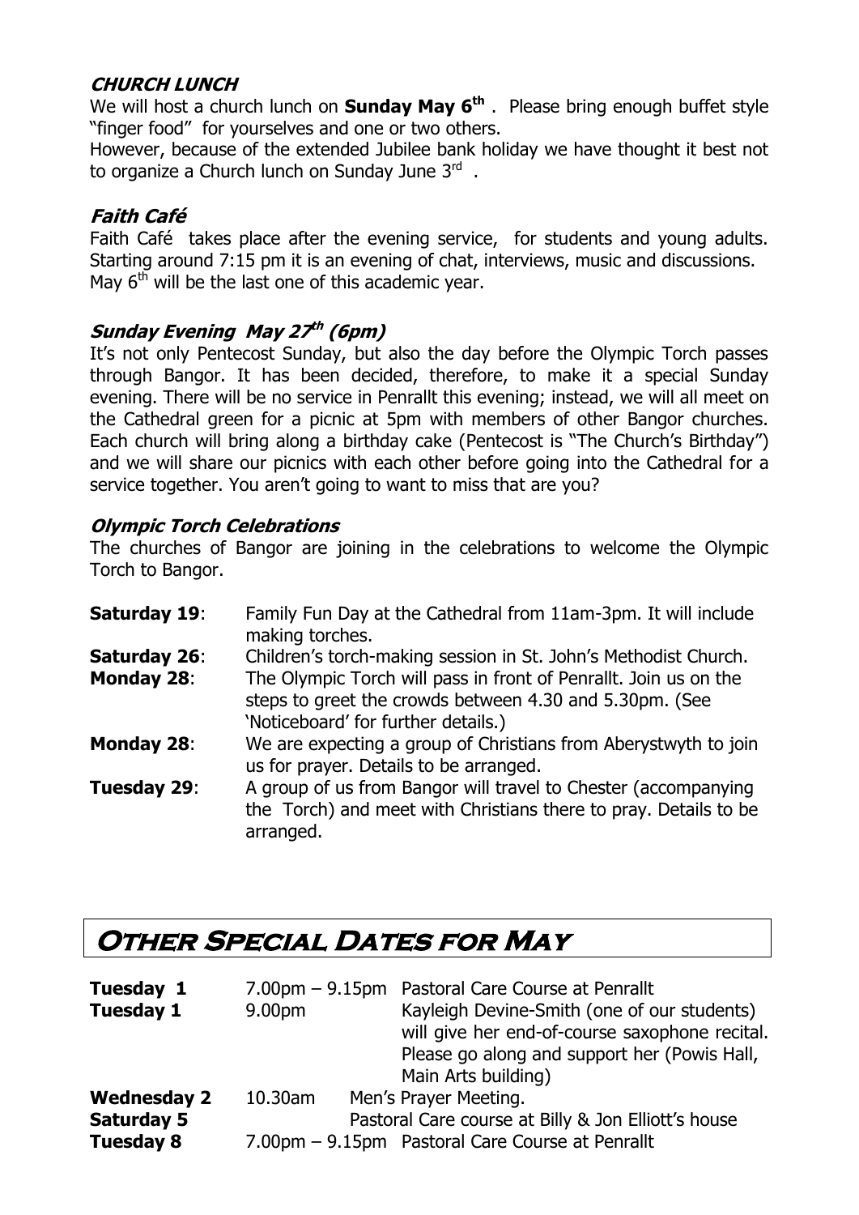### CHURCH LUNCH

We will host a church lunch on **Sunday May 6th** . Please bring enough buffet style "finger food" for yourselves and one or two others.

However, because of the extended Jubilee bank holiday we have thought it best not to organize a Church lunch on Sunday June 3rd .

### Faith Café

Faith Café takes place after the evening service, for students and young adults. Starting around 7:15 pm it is an evening of chat, interviews, music and discussions. May 6th will be the last one of this academic year.

### Sunday Evening May 27th (6pm)

It's not only Pentecost Sunday, but also the day before the Olympic Torch passes through Bangor. It has been decided, therefore, to make it a special Sunday evening. There will be no service in Penrallt this evening; instead, we will all meet on the Cathedral green for a picnic at 5pm with members of other Bangor churches. Each church will bring along a birthday cake (Pentecost is "The Church's Birthday") and we will share our picnics with each other before going into the Cathedral for a service together. You aren't going to want to miss that are you?

### Olympic Torch Celebrations

The churches of Bangor are joining in the celebrations to welcome the Olympic Torch to Bangor.

| | |
|---|---|
| **Saturday 19**: | Family Fun Day at the Cathedral from 11am-3pm. It will include making torches. |
| **Saturday 26**: | Children's torch-making session in St. John's Methodist Church. |
| **Monday 28**: | The Olympic Torch will pass in front of Penrallt. Join us on the steps to greet the crowds between 4.30 and 5.30pm. (See 'Noticeboard' for further details.) |
| **Monday 28**: | We are expecting a group of Christians from Aberystwyth to join us for prayer. Details to be arranged. |
| **Tuesday 29**: | A group of us from Bangor will travel to Chester (accompanying the Torch) and meet with Christians there to pray. Details to be arranged. |

## Other Special Dates for May

| | | |
|---|---|---|
| **Tuesday 1** | 7.00pm – 9.15pm | Pastoral Care Course at Penrallt |
| **Tuesday 1** | 9.00pm | Kayleigh Devine-Smith (one of our students) will give her end-of-course saxophone recital. Please go along and support her (Powis Hall, Main Arts building) |
| **Wednesday 2** | 10.30am | Men's Prayer Meeting. |
| **Saturday 5** | | Pastoral Care course at Billy & Jon Elliott's house |
| **Tuesday 8** | 7.00pm – 9.15pm | Pastoral Care Course at Penrallt |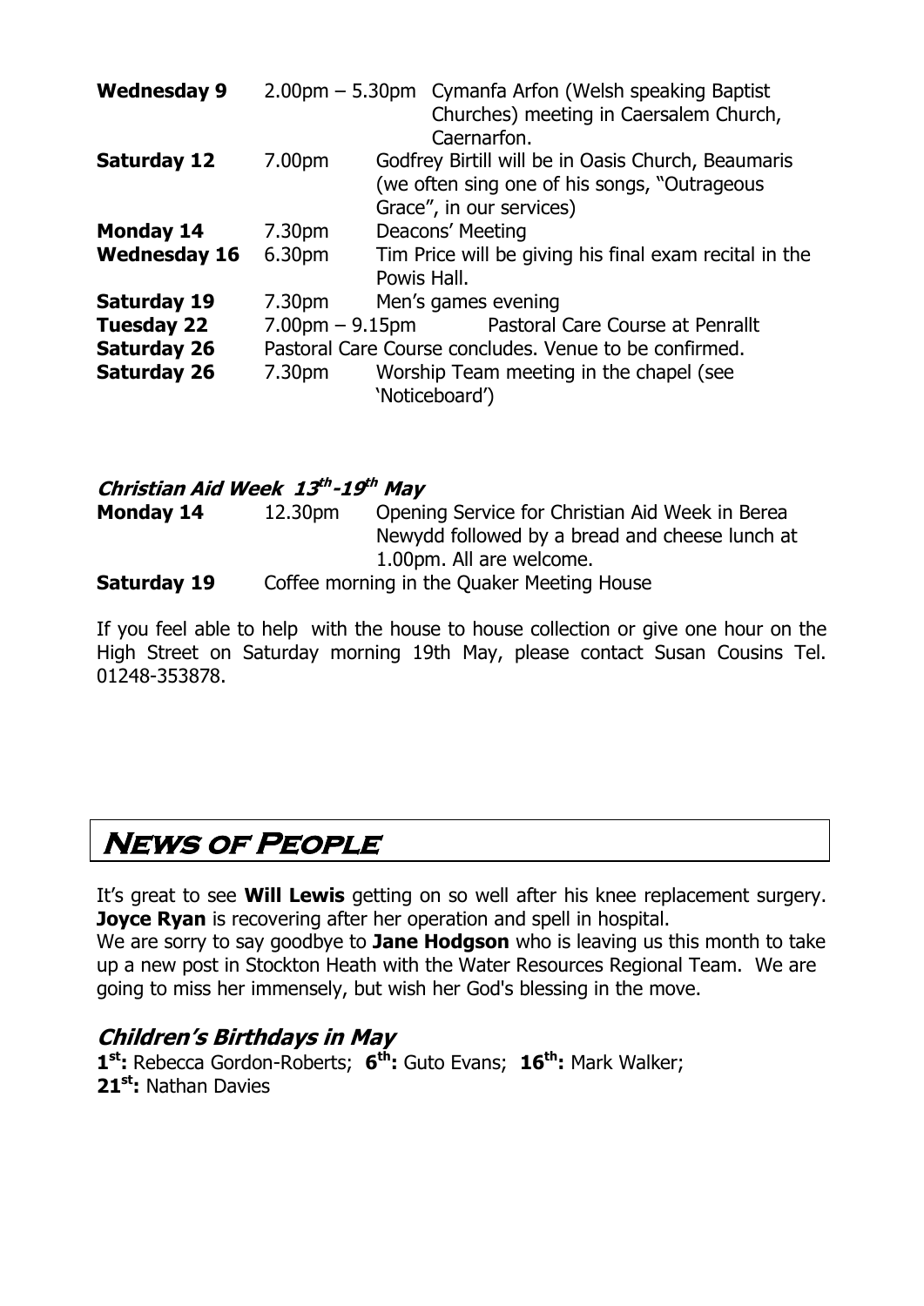| | | |
|---|---|---|
| **Wednesday 9** | 2.00pm – 5.30pm | Cymanfa Arfon (Welsh speaking Baptist Churches) meeting in Caersalem Church, Caernarfon. |
| **Saturday 12** | 7.00pm | Godfrey Birtill will be in Oasis Church, Beaumaris (we often sing one of his songs, "Outrageous Grace", in our services) |
| **Monday 14** | 7.30pm | Deacons' Meeting |
| **Wednesday 16** | 6.30pm | Tim Price will be giving his final exam recital in the Powis Hall. |
| **Saturday 19** | 7.30pm | Men's games evening |
| **Tuesday 22** | 7.00pm – 9.15pm | Pastoral Care Course at Penrallt |
| **Saturday 26** | Pastoral Care Course concludes. Venue to be confirmed. | |
| **Saturday 26** | 7.30pm | Worship Team meeting in the chapel (see 'Noticeboard') |

### *Christian Aid Week 13th-19th May*

| | | |
|---|---|---|
| **Monday 14** | 12.30pm | Opening Service for Christian Aid Week in Berea Newydd followed by a bread and cheese lunch at 1.00pm. All are welcome. |
| **Saturday 19** | Coffee morning in the Quaker Meeting House | |

If you feel able to help with the house to house collection or give one hour on the High Street on Saturday morning 19th May, please contact Susan Cousins Tel. 01248-353878.

## News of People

It's great to see **Will Lewis** getting on so well after his knee replacement surgery. **Joyce Ryan** is recovering after her operation and spell in hospital.

We are sorry to say goodbye to **Jane Hodgson** who is leaving us this month to take up a new post in Stockton Heath with the Water Resources Regional Team. We are going to miss her immensely, but wish her God's blessing in the move.

### *Children's Birthdays in May*

**1st:** Rebecca Gordon-Roberts; **6th:** Guto Evans; **16th:** Mark Walker;
**21st:** Nathan Davies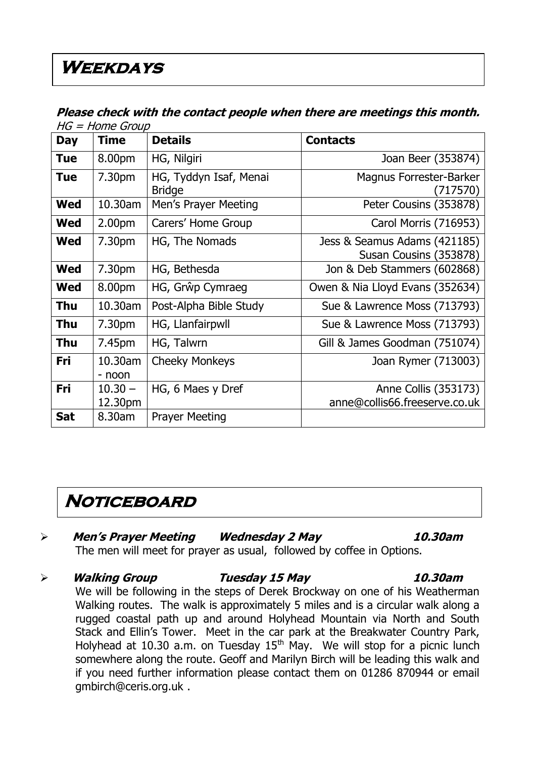# Weekdays

***Please check with the contact people when there are meetings this month.***

*HG = Home Group*

| Day | Time | Details | Contacts |
|---|---|---|---|
| **Tue** | 8.00pm | HG, Nilgiri | Joan Beer (353874) |
| **Tue** | 7.30pm | HG, Tyddyn Isaf, Menai Bridge | Magnus Forrester-Barker (717570) |
| **Wed** | 10.30am | Men's Prayer Meeting | Peter Cousins (353878) |
| **Wed** | 2.00pm | Carers' Home Group | Carol Morris (716953) |
| **Wed** | 7.30pm | HG, The Nomads | Jess & Seamus Adams (421185) Susan Cousins (353878) |
| **Wed** | 7.30pm | HG, Bethesda | Jon & Deb Stammers (602868) |
| **Wed** | 8.00pm | HG, Grŵp Cymraeg | Owen & Nia Lloyd Evans (352634) |
| **Thu** | 10.30am | Post-Alpha Bible Study | Sue & Lawrence Moss (713793) |
| **Thu** | 7.30pm | HG, Llanfairpwll | Sue & Lawrence Moss (713793) |
| **Thu** | 7.45pm | HG, Talwrn | Gill & James Goodman (751074) |
| **Fri** | 10.30am - noon | Cheeky Monkeys | Joan Rymer (713003) |
| **Fri** | 10.30 – 12.30pm | HG, 6 Maes y Dref | Anne Collis (353173) anne@collis66.freeserve.co.uk |
| **Sat** | 8.30am | Prayer Meeting | |

# Noticeboard

- ***Men's Prayer Meeting — Wednesday 2 May — 10.30am***

  The men will meet for prayer as usual, followed by coffee in Options.

- ***Walking Group — Tuesday 15 May — 10.30am***

  We will be following in the steps of Derek Brockway on one of his Weatherman Walking routes. The walk is approximately 5 miles and is a circular walk along a rugged coastal path up and around Holyhead Mountain via North and South Stack and Ellin's Tower. Meet in the car park at the Breakwater Country Park, Holyhead at 10.30 a.m. on Tuesday 15th May. We will stop for a picnic lunch somewhere along the route. Geoff and Marilyn Birch will be leading this walk and if you need further information please contact them on 01286 870944 or email gmbirch@ceris.org.uk .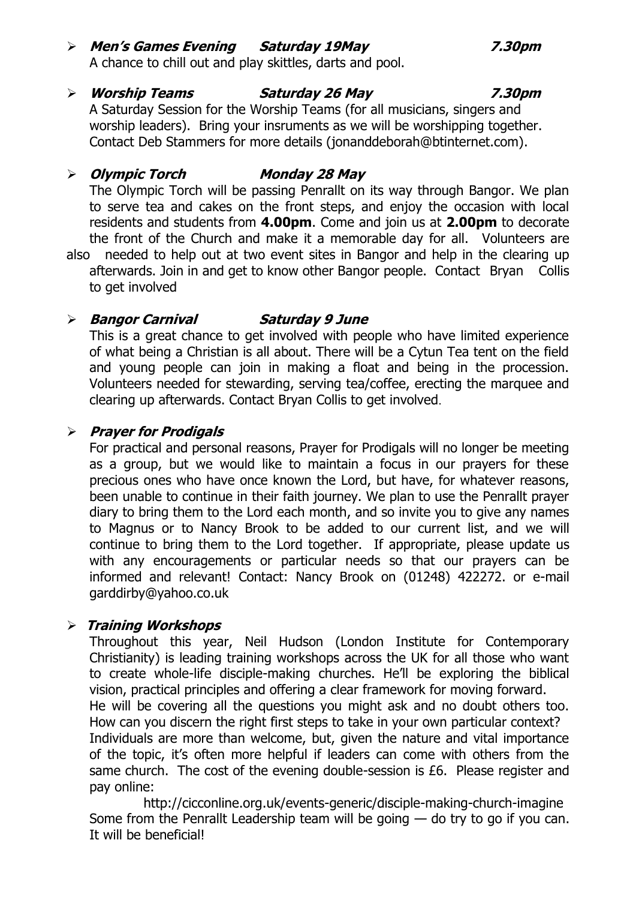- ***Men's Games Evening   Saturday 19May   7.30pm***

  A chance to chill out and play skittles, darts and pool.

- ***Worship Teams   Saturday 26 May   7.30pm***

  A Saturday Session for the Worship Teams (for all musicians, singers and worship leaders). Bring your insruments as we will be worshipping together. Contact Deb Stammers for more details (jonanddeborah@btinternet.com).

- ***Olympic Torch   Monday 28 May***

  The Olympic Torch will be passing Penrallt on its way through Bangor. We plan to serve tea and cakes on the front steps, and enjoy the occasion with local residents and students from **4.00pm**. Come and join us at **2.00pm** to decorate the front of the Church and make it a memorable day for all. Volunteers are also needed to help out at two event sites in Bangor and help in the clearing up afterwards. Join in and get to know other Bangor people. Contact Bryan Collis to get involved

- ***Bangor Carnival   Saturday 9 June***

  This is a great chance to get involved with people who have limited experience of what being a Christian is all about. There will be a Cytun Tea tent on the field and young people can join in making a float and being in the procession. Volunteers needed for stewarding, serving tea/coffee, erecting the marquee and clearing up afterwards. Contact Bryan Collis to get involved.

- ***Prayer for Prodigals***

  For practical and personal reasons, Prayer for Prodigals will no longer be meeting as a group, but we would like to maintain a focus in our prayers for these precious ones who have once known the Lord, but have, for whatever reasons, been unable to continue in their faith journey. We plan to use the Penrallt prayer diary to bring them to the Lord each month, and so invite you to give any names to Magnus or to Nancy Brook to be added to our current list, and we will continue to bring them to the Lord together. If appropriate, please update us with any encouragements or particular needs so that our prayers can be informed and relevant! Contact: Nancy Brook on (01248) 422272. or e-mail garddirby@yahoo.co.uk

- ***Training Workshops***

  Throughout this year, Neil Hudson (London Institute for Contemporary Christianity) is leading training workshops across the UK for all those who want to create whole-life disciple-making churches. He'll be exploring the biblical vision, practical principles and offering a clear framework for moving forward.

  He will be covering all the questions you might ask and no doubt others too. How can you discern the right first steps to take in your own particular context?

  Individuals are more than welcome, but, given the nature and vital importance of the topic, it's often more helpful if leaders can come with others from the same church. The cost of the evening double-session is £6. Please register and pay online:

  http://cicconline.org.uk/events-generic/disciple-making-church-imagine

  Some from the Penrallt Leadership team will be going — do try to go if you can. It will be beneficial!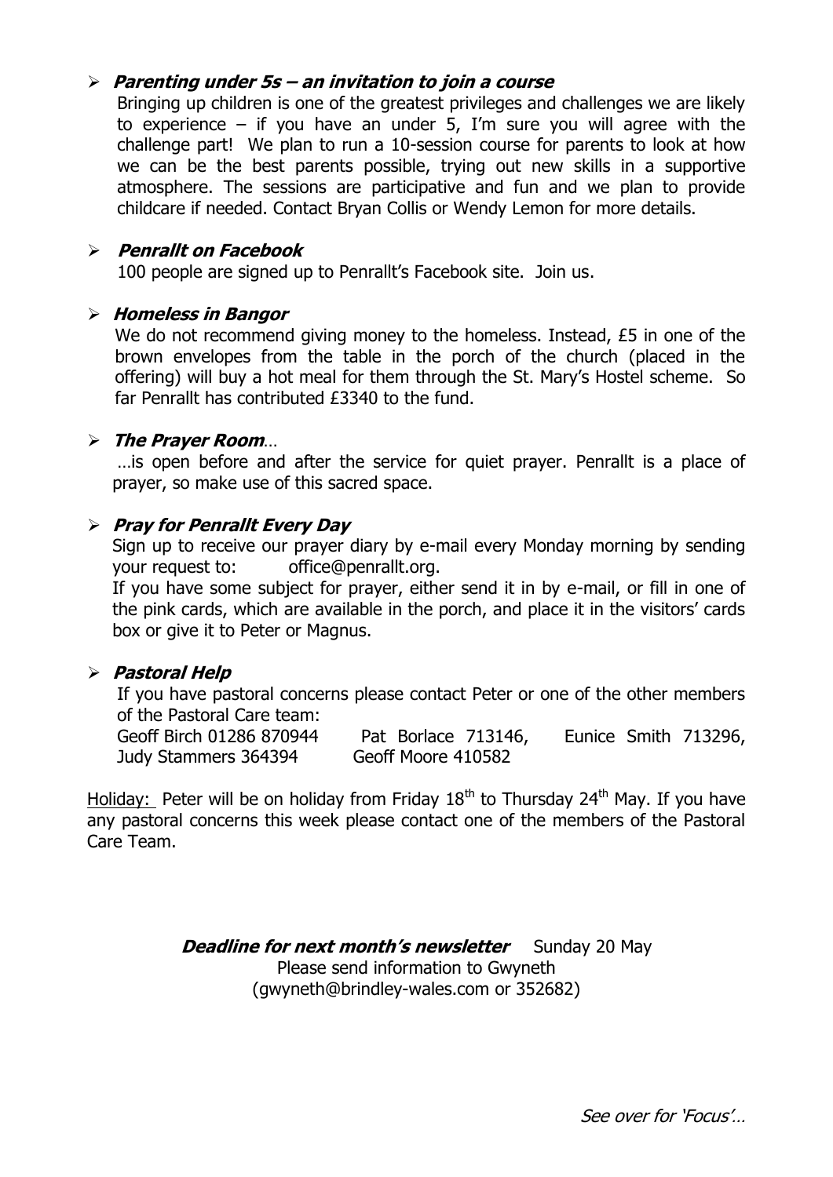- ***Parenting under 5s – an invitation to join a course***

  Bringing up children is one of the greatest privileges and challenges we are likely to experience – if you have an under 5, I'm sure you will agree with the challenge part! We plan to run a 10-session course for parents to look at how we can be the best parents possible, trying out new skills in a supportive atmosphere. The sessions are participative and fun and we plan to provide childcare if needed. Contact Bryan Collis or Wendy Lemon for more details.

- ***Penrallt on Facebook***

  100 people are signed up to Penrallt's Facebook site. Join us.

- ***Homeless in Bangor***

  We do not recommend giving money to the homeless. Instead, £5 in one of the brown envelopes from the table in the porch of the church (placed in the offering) will buy a hot meal for them through the St. Mary's Hostel scheme. So far Penrallt has contributed £3340 to the fund.

- ***The Prayer Room***…

  …is open before and after the service for quiet prayer. Penrallt is a place of prayer, so make use of this sacred space.

- ***Pray for Penrallt Every Day***

  Sign up to receive our prayer diary by e-mail every Monday morning by sending your request to: office@penrallt.org.

  If you have some subject for prayer, either send it in by e-mail, or fill in one of the pink cards, which are available in the porch, and place it in the visitors' cards box or give it to Peter or Magnus.

- ***Pastoral Help***

  If you have pastoral concerns please contact Peter or one of the other members of the Pastoral Care team:

  Geoff Birch 01286 870944 Pat Borlace 713146, Eunice Smith 713296, Judy Stammers 364394 Geoff Moore 410582

Holiday: Peter will be on holiday from Friday 18th to Thursday 24th May. If you have any pastoral concerns this week please contact one of the members of the Pastoral Care Team.

***Deadline for next month's newsletter*** Sunday 20 May
Please send information to Gwyneth
(gwyneth@brindley-wales.com or 352682)

*See over for 'Focus'…*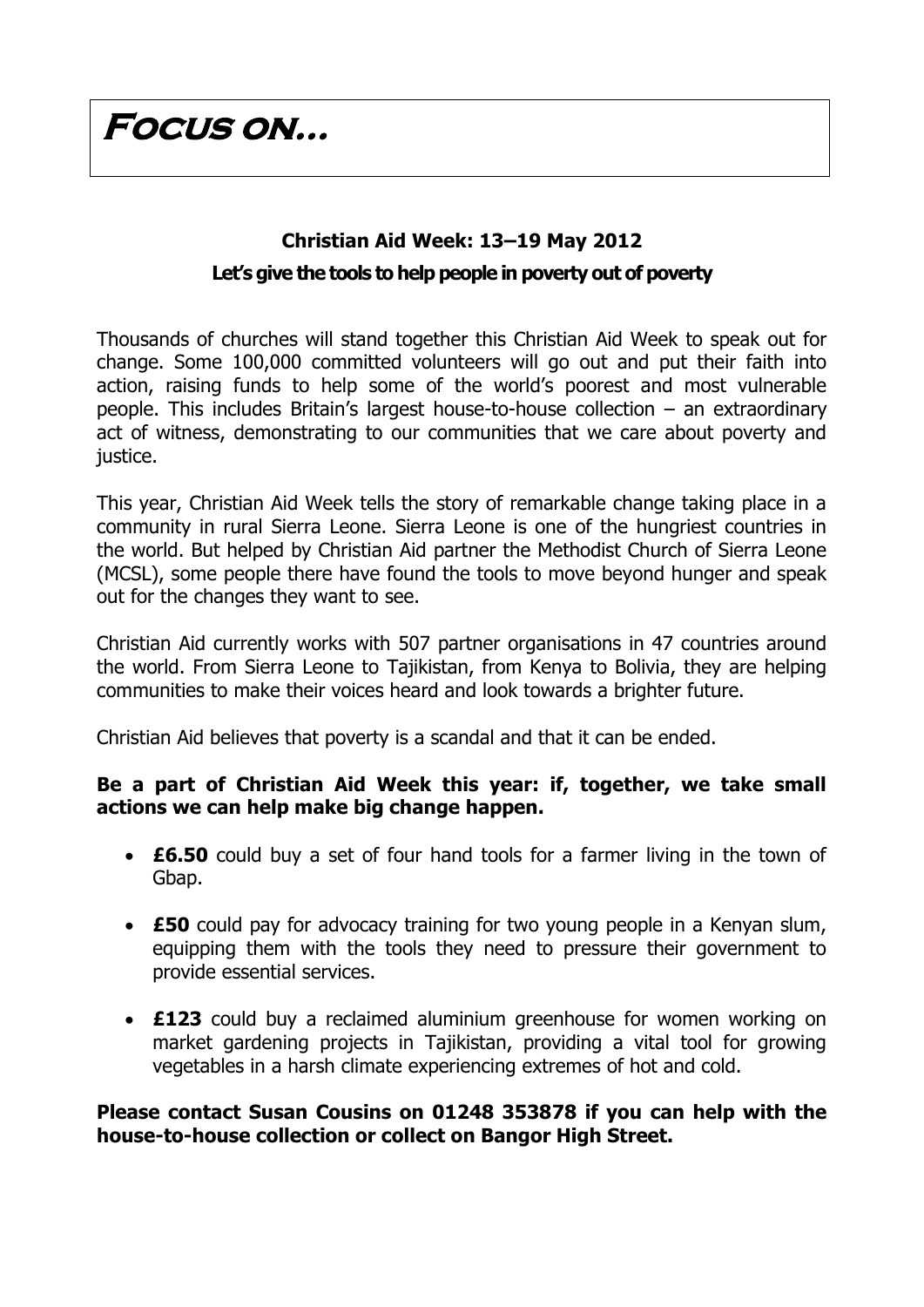# Focus on...

## Christian Aid Week: 13–19 May 2012

### Let's give the tools to help people in poverty out of poverty

Thousands of churches will stand together this Christian Aid Week to speak out for change. Some 100,000 committed volunteers will go out and put their faith into action, raising funds to help some of the world's poorest and most vulnerable people. This includes Britain's largest house-to-house collection – an extraordinary act of witness, demonstrating to our communities that we care about poverty and justice.

This year, Christian Aid Week tells the story of remarkable change taking place in a community in rural Sierra Leone. Sierra Leone is one of the hungriest countries in the world. But helped by Christian Aid partner the Methodist Church of Sierra Leone (MCSL), some people there have found the tools to move beyond hunger and speak out for the changes they want to see.

Christian Aid currently works with 507 partner organisations in 47 countries around the world. From Sierra Leone to Tajikistan, from Kenya to Bolivia, they are helping communities to make their voices heard and look towards a brighter future.

Christian Aid believes that poverty is a scandal and that it can be ended.

**Be a part of Christian Aid Week this year: if, together, we take small actions we can help make big change happen.**

- **£6.50** could buy a set of four hand tools for a farmer living in the town of Gbap.
- **£50** could pay for advocacy training for two young people in a Kenyan slum, equipping them with the tools they need to pressure their government to provide essential services.
- **£123** could buy a reclaimed aluminium greenhouse for women working on market gardening projects in Tajikistan, providing a vital tool for growing vegetables in a harsh climate experiencing extremes of hot and cold.

**Please contact Susan Cousins on 01248 353878 if you can help with the house-to-house collection or collect on Bangor High Street.**